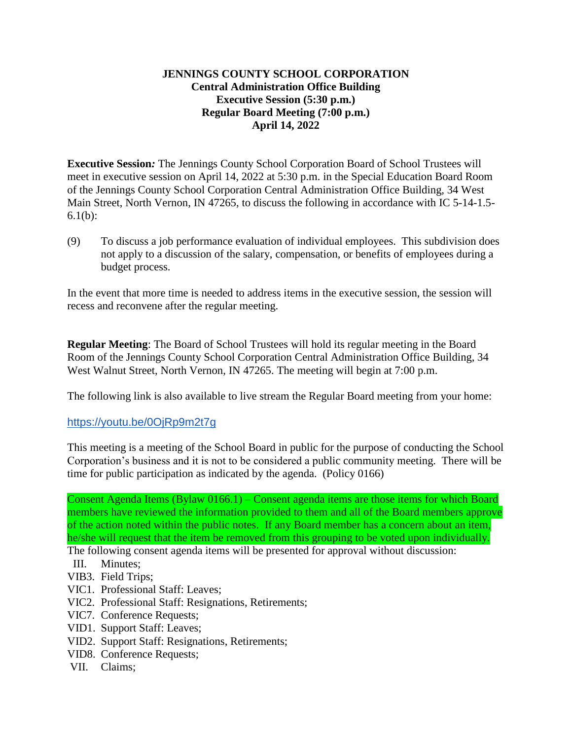**JENNINGS COUNTY SCHOOL CORPORATION**
**Central Administration Office Building**
**Executive Session (5:30 p.m.)**
**Regular Board Meeting (7:00 p.m.)**
**April 14, 2022**

**Executive Session***:* The Jennings County School Corporation Board of School Trustees will meet in executive session on April 14, 2022 at 5:30 p.m. in the Special Education Board Room of the Jennings County School Corporation Central Administration Office Building, 34 West Main Street, North Vernon, IN 47265, to discuss the following in accordance with IC 5-14-1.5-6.1(b):

(9) To discuss a job performance evaluation of individual employees. This subdivision does not apply to a discussion of the salary, compensation, or benefits of employees during a budget process.

In the event that more time is needed to address items in the executive session, the session will recess and reconvene after the regular meeting.

**Regular Meeting**: The Board of School Trustees will hold its regular meeting in the Board Room of the Jennings County School Corporation Central Administration Office Building, 34 West Walnut Street, North Vernon, IN 47265. The meeting will begin at 7:00 p.m.

The following link is also available to live stream the Regular Board meeting from your home:

https://youtu.be/0OjRp9m2t7g

This meeting is a meeting of the School Board in public for the purpose of conducting the School Corporation's business and it is not to be considered a public community meeting. There will be time for public participation as indicated by the agenda. (Policy 0166)

Consent Agenda Items (Bylaw 0166.1) – Consent agenda items are those items for which Board members have reviewed the information provided to them and all of the Board members approve of the action noted within the public notes. If any Board member has a concern about an item, he/she will request that the item be removed from this grouping to be voted upon individually.

The following consent agenda items will be presented for approval without discussion:

- III. Minutes;
- VIB3. Field Trips;
- VIC1. Professional Staff: Leaves;
- VIC2. Professional Staff: Resignations, Retirements;
- VIC7. Conference Requests;
- VID1. Support Staff: Leaves;
- VID2. Support Staff: Resignations, Retirements;
- VID8. Conference Requests;
- VII. Claims;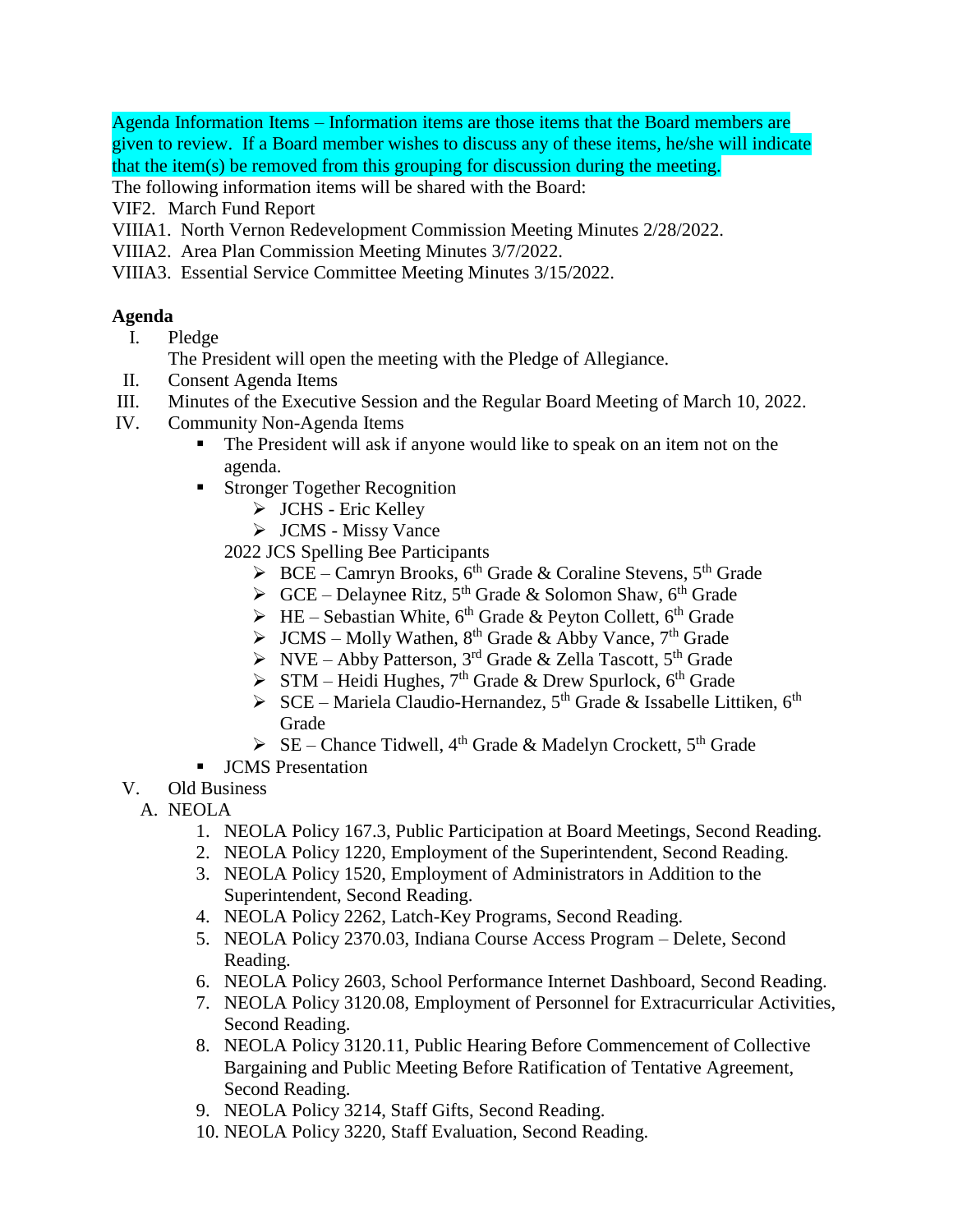Agenda Information Items – Information items are those items that the Board members are given to review. If a Board member wishes to discuss any of these items, he/she will indicate that the item(s) be removed from this grouping for discussion during the meeting.

The following information items will be shared with the Board:

VIF2. March Fund Report

VIIIA1. North Vernon Redevelopment Commission Meeting Minutes 2/28/2022.

VIIIA2. Area Plan Commission Meeting Minutes 3/7/2022.

VIIIA3. Essential Service Committee Meeting Minutes 3/15/2022.

**Agenda**

I. Pledge

   The President will open the meeting with the Pledge of Allegiance.

II. Consent Agenda Items

III. Minutes of the Executive Session and the Regular Board Meeting of March 10, 2022.

IV. Community Non-Agenda Items

- The President will ask if anyone would like to speak on an item not on the agenda.
- Stronger Together Recognition
  - JCHS - Eric Kelley
  - JCMS - Missy Vance

  2022 JCS Spelling Bee Participants
  - BCE – Camryn Brooks, 6th Grade & Coraline Stevens, 5th Grade
  - GCE – Delaynee Ritz, 5th Grade & Solomon Shaw, 6th Grade
  - HE – Sebastian White, 6th Grade & Peyton Collett, 6th Grade
  - JCMS – Molly Wathen, 8th Grade & Abby Vance, 7th Grade
  - NVE – Abby Patterson, 3rd Grade & Zella Tascott, 5th Grade
  - STM – Heidi Hughes, 7th Grade & Drew Spurlock, 6th Grade
  - SCE – Mariela Claudio-Hernandez, 5th Grade & Issabelle Littiken, 6th Grade
  - SE – Chance Tidwell, 4th Grade & Madelyn Crockett, 5th Grade
- JCMS Presentation

V. Old Business

A. NEOLA

1. NEOLA Policy 167.3, Public Participation at Board Meetings, Second Reading.
2. NEOLA Policy 1220, Employment of the Superintendent, Second Reading.
3. NEOLA Policy 1520, Employment of Administrators in Addition to the Superintendent, Second Reading.
4. NEOLA Policy 2262, Latch-Key Programs, Second Reading.
5. NEOLA Policy 2370.03, Indiana Course Access Program – Delete, Second Reading.
6. NEOLA Policy 2603, School Performance Internet Dashboard, Second Reading.
7. NEOLA Policy 3120.08, Employment of Personnel for Extracurricular Activities, Second Reading.
8. NEOLA Policy 3120.11, Public Hearing Before Commencement of Collective Bargaining and Public Meeting Before Ratification of Tentative Agreement, Second Reading.
9. NEOLA Policy 3214, Staff Gifts, Second Reading.
10. NEOLA Policy 3220, Staff Evaluation, Second Reading.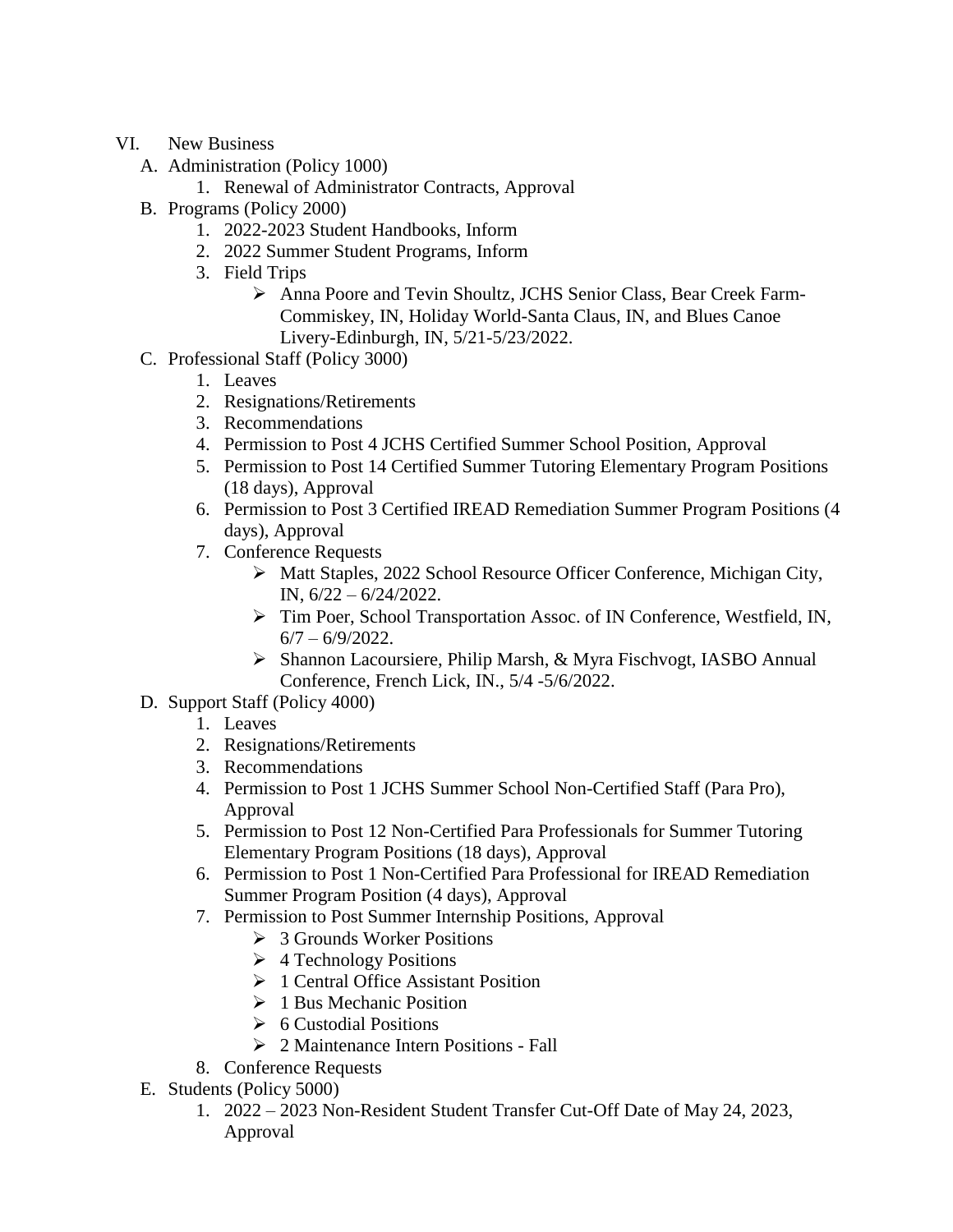VI. New Business

A. Administration (Policy 1000)
   1. Renewal of Administrator Contracts, Approval

B. Programs (Policy 2000)
   1. 2022-2023 Student Handbooks, Inform
   2. 2022 Summer Student Programs, Inform
   3. Field Trips
      - Anna Poore and Tevin Shoultz, JCHS Senior Class, Bear Creek Farm-Commiskey, IN, Holiday World-Santa Claus, IN, and Blues Canoe Livery-Edinburgh, IN, 5/21-5/23/2022.

C. Professional Staff (Policy 3000)
   1. Leaves
   2. Resignations/Retirements
   3. Recommendations
   4. Permission to Post 4 JCHS Certified Summer School Position, Approval
   5. Permission to Post 14 Certified Summer Tutoring Elementary Program Positions (18 days), Approval
   6. Permission to Post 3 Certified IREAD Remediation Summer Program Positions (4 days), Approval
   7. Conference Requests
      - Matt Staples, 2022 School Resource Officer Conference, Michigan City, IN, 6/22 – 6/24/2022.
      - Tim Poer, School Transportation Assoc. of IN Conference, Westfield, IN, 6/7 – 6/9/2022.
      - Shannon Lacoursiere, Philip Marsh, & Myra Fischvogt, IASBO Annual Conference, French Lick, IN., 5/4 -5/6/2022.

D. Support Staff (Policy 4000)
   1. Leaves
   2. Resignations/Retirements
   3. Recommendations
   4. Permission to Post 1 JCHS Summer School Non-Certified Staff (Para Pro), Approval
   5. Permission to Post 12 Non-Certified Para Professionals for Summer Tutoring Elementary Program Positions (18 days), Approval
   6. Permission to Post 1 Non-Certified Para Professional for IREAD Remediation Summer Program Position (4 days), Approval
   7. Permission to Post Summer Internship Positions, Approval
      - 3 Grounds Worker Positions
      - 4 Technology Positions
      - 1 Central Office Assistant Position
      - 1 Bus Mechanic Position
      - 6 Custodial Positions
      - 2 Maintenance Intern Positions - Fall
   8. Conference Requests

E. Students (Policy 5000)
   1. 2022 – 2023 Non-Resident Student Transfer Cut-Off Date of May 24, 2023, Approval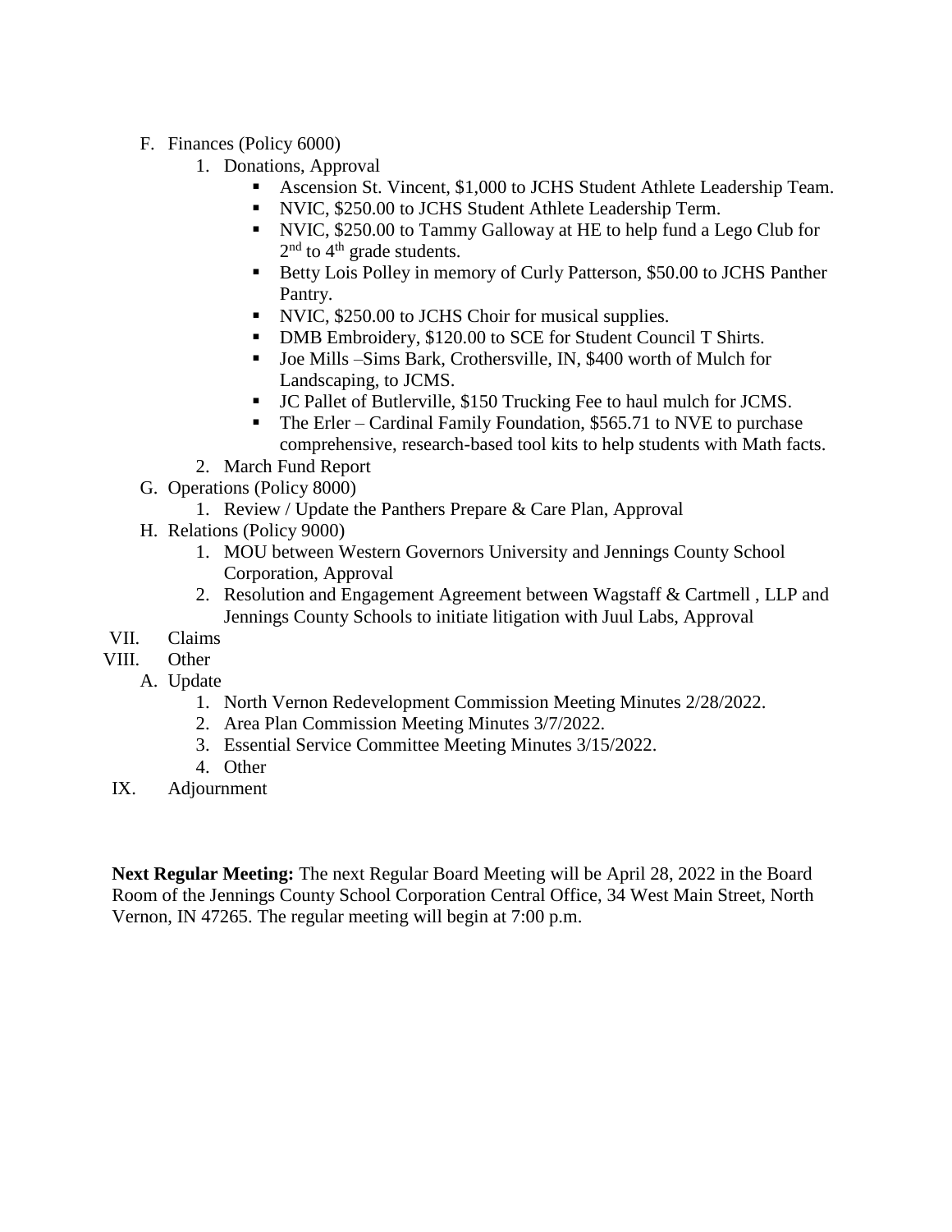F. Finances (Policy 6000)
    1. Donations, Approval
        - Ascension St. Vincent, $1,000 to JCHS Student Athlete Leadership Team.
        - NVIC, $250.00 to JCHS Student Athlete Leadership Term.
        - NVIC, $250.00 to Tammy Galloway at HE to help fund a Lego Club for 2nd to 4th grade students.
        - Betty Lois Polley in memory of Curly Patterson, $50.00 to JCHS Panther Pantry.
        - NVIC, $250.00 to JCHS Choir for musical supplies.
        - DMB Embroidery, $120.00 to SCE for Student Council T Shirts.
        - Joe Mills –Sims Bark, Crothersville, IN, $400 worth of Mulch for Landscaping, to JCMS.
        - JC Pallet of Butlerville, $150 Trucking Fee to haul mulch for JCMS.
        - The Erler – Cardinal Family Foundation, $565.71 to NVE to purchase comprehensive, research-based tool kits to help students with Math facts.
    2. March Fund Report

G. Operations (Policy 8000)
    1. Review / Update the Panthers Prepare & Care Plan, Approval

H. Relations (Policy 9000)
    1. MOU between Western Governors University and Jennings County School Corporation, Approval
    2. Resolution and Engagement Agreement between Wagstaff & Cartmell , LLP and Jennings County Schools to initiate litigation with Juul Labs, Approval

VII. Claims

VIII. Other

A. Update
    1. North Vernon Redevelopment Commission Meeting Minutes 2/28/2022.
    2. Area Plan Commission Meeting Minutes 3/7/2022.
    3. Essential Service Committee Meeting Minutes 3/15/2022.
    4. Other

IX. Adjournment

**Next Regular Meeting:** The next Regular Board Meeting will be April 28, 2022 in the Board Room of the Jennings County School Corporation Central Office, 34 West Main Street, North Vernon, IN 47265. The regular meeting will begin at 7:00 p.m.